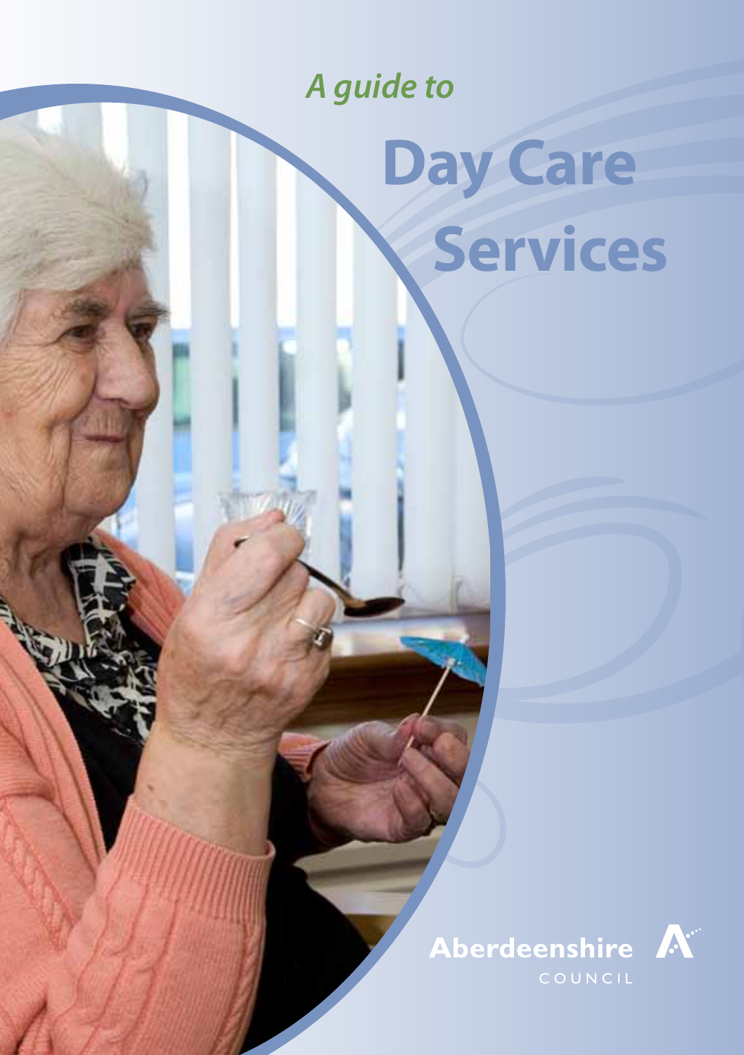*A guide to*

# Day Care Services

Aberdeenshire COUNCIL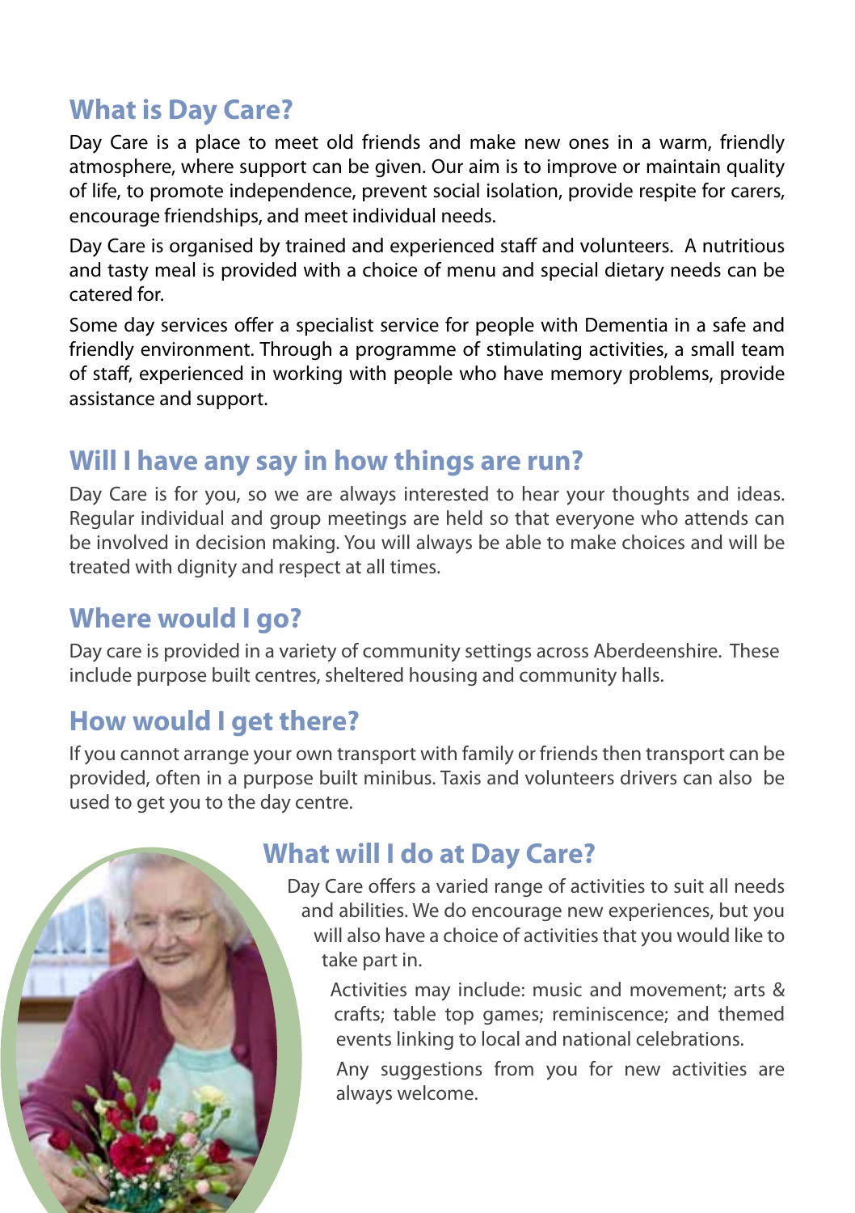## What is Day Care?

Day Care is a place to meet old friends and make new ones in a warm, friendly atmosphere, where support can be given. Our aim is to improve or maintain quality of life, to promote independence, prevent social isolation, provide respite for carers, encourage friendships, and meet individual needs.

Day Care is organised by trained and experienced staff and volunteers. A nutritious and tasty meal is provided with a choice of menu and special dietary needs can be catered for.

Some day services offer a specialist service for people with Dementia in a safe and friendly environment. Through a programme of stimulating activities, a small team of staff, experienced in working with people who have memory problems, provide assistance and support.

## Will I have any say in how things are run?

Day Care is for you, so we are always interested to hear your thoughts and ideas. Regular individual and group meetings are held so that everyone who attends can be involved in decision making. You will always be able to make choices and will be treated with dignity and respect at all times.

## Where would I go?

Day care is provided in a variety of community settings across Aberdeenshire. These include purpose built centres, sheltered housing and community halls.

## How would I get there?

If you cannot arrange your own transport with family or friends then transport can be provided, often in a purpose built minibus. Taxis and volunteers drivers can also be used to get you to the day centre.

## What will I do at Day Care?

Day Care offers a varied range of activities to suit all needs and abilities. We do encourage new experiences, but you will also have a choice of activities that you would like to take part in.

Activities may include: music and movement; arts & crafts; table top games; reminiscence; and themed events linking to local and national celebrations.

Any suggestions from you for new activities are always welcome.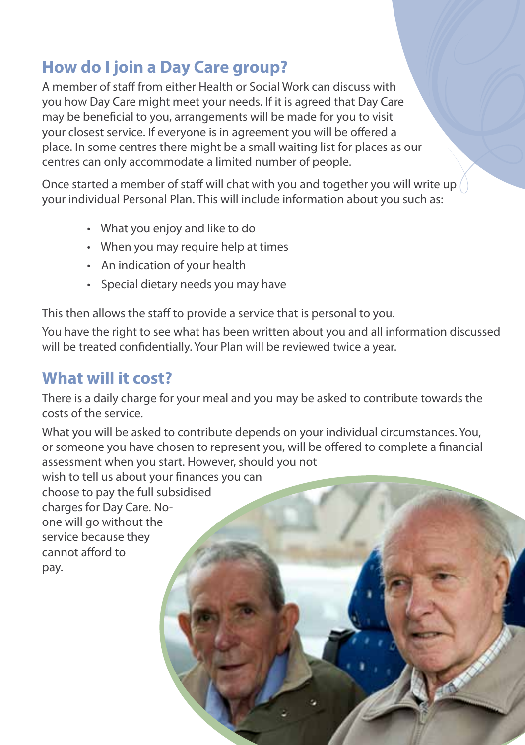## How do I join a Day Care group?

A member of staff from either Health or Social Work can discuss with you how Day Care might meet your needs. If it is agreed that Day Care may be beneficial to you, arrangements will be made for you to visit your closest service. If everyone is in agreement you will be offered a place. In some centres there might be a small waiting list for places as our centres can only accommodate a limited number of people.

Once started a member of staff will chat with you and together you will write up your individual Personal Plan. This will include information about you such as:

- What you enjoy and like to do
- When you may require help at times
- An indication of your health
- Special dietary needs you may have

This then allows the staff to provide a service that is personal to you.

You have the right to see what has been written about you and all information discussed will be treated confidentially. Your Plan will be reviewed twice a year.

## What will it cost?

There is a daily charge for your meal and you may be asked to contribute towards the costs of the service.

What you will be asked to contribute depends on your individual circumstances. You, or someone you have chosen to represent you, will be offered to complete a financial assessment when you start. However, should you not wish to tell us about your finances you can choose to pay the full subsidised charges for Day Care. No-one will go without the service because they cannot afford to pay.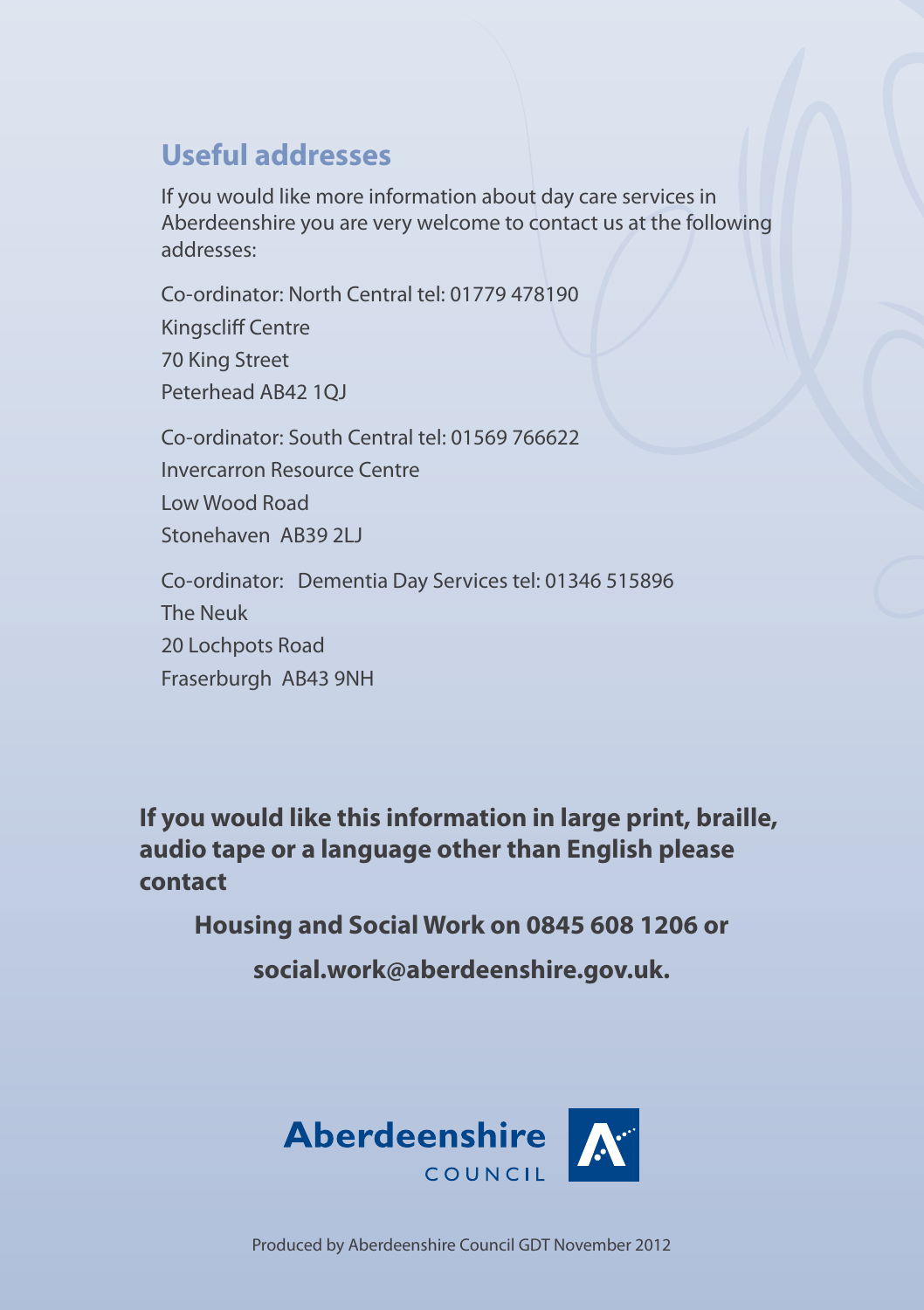## Useful addresses

If you would like more information about day care services in Aberdeenshire you are very welcome to contact us at the following addresses:

Co-ordinator: North Central tel: 01779 478190
Kingscliff Centre
70 King Street
Peterhead AB42 1QJ

Co-ordinator: South Central tel: 01569 766622
Invercarron Resource Centre
Low Wood Road
Stonehaven AB39 2LJ

Co-ordinator: Dementia Day Services tel: 01346 515896
The Neuk
20 Lochpots Road
Fraserburgh AB43 9NH

**If you would like this information in large print, braille, audio tape or a language other than English please contact**

**Housing and Social Work on 0845 608 1206 or**

**social.work@aberdeenshire.gov.uk.**

Aberdeenshire COUNCIL

Produced by Aberdeenshire Council GDT November 2012